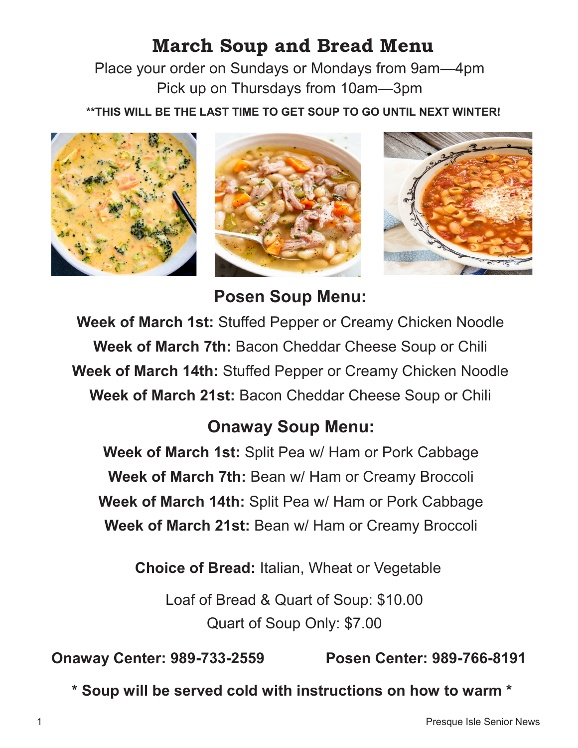# March Soup and Bread Menu

Place your order on Sundays or Mondays from 9am—4pm

Pick up on Thursdays from 10am—3pm

**\*\*THIS WILL BE THE LAST TIME TO GET SOUP TO GO UNTIL NEXT WINTER!**

## Posen Soup Menu:

**Week of March 1st:** Stuffed Pepper or Creamy Chicken Noodle

**Week of March 7th:** Bacon Cheddar Cheese Soup or Chili

**Week of March 14th:** Stuffed Pepper or Creamy Chicken Noodle

**Week of March 21st:** Bacon Cheddar Cheese Soup or Chili

## Onaway Soup Menu:

**Week of March 1st:** Split Pea w/ Ham or Pork Cabbage

**Week of March 7th:** Bean w/ Ham or Creamy Broccoli

**Week of March 14th:** Split Pea w/ Ham or Pork Cabbage

**Week of March 21st:** Bean w/ Ham or Creamy Broccoli

**Choice of Bread:** Italian, Wheat or Vegetable

Loaf of Bread & Quart of Soup: $10.00

Quart of Soup Only: $7.00

**Onaway Center: 989-733-2559** **Posen Center: 989-766-8191**

**\* Soup will be served cold with instructions on how to warm \***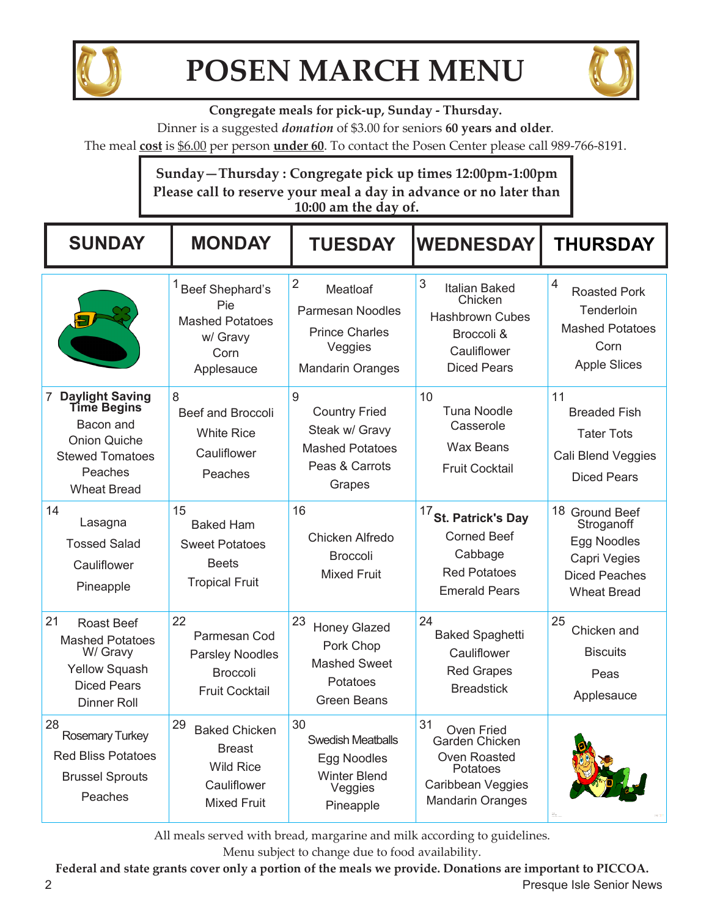# POSEN MARCH MENU

**Congregate meals for pick-up, Sunday - Thursday.**

Dinner is a suggested ***donation*** of $3.00 for seniors **60 years and older**.

The meal **cost** is $6.00 per person **under 60**. To contact the Posen Center please call 989-766-8191.

**Sunday—Thursday : Congregate pick up times 12:00pm-1:00pm**
**Please call to reserve your meal a day in advance or no later than 10:00 am the day of.**

| SUNDAY | MONDAY | TUESDAY | WEDNESDAY | THURSDAY |
|---|---|---|---|---|
| | 1 Beef Shephard's Pie<br>Mashed Potatoes w/ Gravy<br>Corn<br>Applesauce | 2 Meatloaf<br>Parmesan Noodles<br>Prince Charles Veggies<br>Mandarin Oranges | 3 Italian Baked Chicken<br>Hashbrown Cubes<br>Broccoli & Cauliflower<br>Diced Pears | 4 Roasted Pork Tenderloin<br>Mashed Potatoes<br>Corn<br>Apple Slices |
| 7 **Daylight Saving Time Begins**<br>Bacon and Onion Quiche<br>Stewed Tomatoes<br>Peaches<br>Wheat Bread | 8 Beef and Broccoli<br>White Rice<br>Cauliflower<br>Peaches | 9 Country Fried Steak w/ Gravy<br>Mashed Potatoes<br>Peas & Carrots<br>Grapes | 10 Tuna Noodle Casserole<br>Wax Beans<br>Fruit Cocktail | 11 Breaded Fish<br>Tater Tots<br>Cali Blend Veggies<br>Diced Pears |
| 14 Lasagna<br>Tossed Salad<br>Cauliflower<br>Pineapple | 15 Baked Ham<br>Sweet Potatoes<br>Beets<br>Tropical Fruit | 16 Chicken Alfredo<br>Broccoli<br>Mixed Fruit | 17 **St. Patrick's Day**<br>Corned Beef<br>Cabbage<br>Red Potatoes<br>Emerald Pears | 18 Ground Beef Stroganoff<br>Egg Noodles<br>Capri Vegies<br>Diced Peaches<br>Wheat Bread |
| 21 Roast Beef<br>Mashed Potatoes W/ Gravy<br>Yellow Squash<br>Diced Pears<br>Dinner Roll | 22 Parmesan Cod<br>Parsley Noodles<br>Broccoli<br>Fruit Cocktail | 23 Honey Glazed Pork Chop<br>Mashed Sweet Potatoes<br>Green Beans | 24 Baked Spaghetti<br>Cauliflower<br>Red Grapes<br>Breadstick | 25 Chicken and Biscuits<br>Peas<br>Applesauce |
| 28 Rosemary Turkey<br>Red Bliss Potatoes<br>Brussel Sprouts<br>Peaches | 29 Baked Chicken Breast<br>Wild Rice<br>Cauliflower<br>Mixed Fruit | 30 Swedish Meatballs<br>Egg Noodles<br>Winter Blend Veggies<br>Pineapple | 31 Oven Fried Garden Chicken<br>Oven Roasted Potatoes<br>Caribbean Veggies<br>Mandarin Oranges | |

All meals served with bread, margarine and milk according to guidelines.

Menu subject to change due to food availability.

**Federal and state grants cover only a portion of the meals we provide. Donations are important to PICCOA.**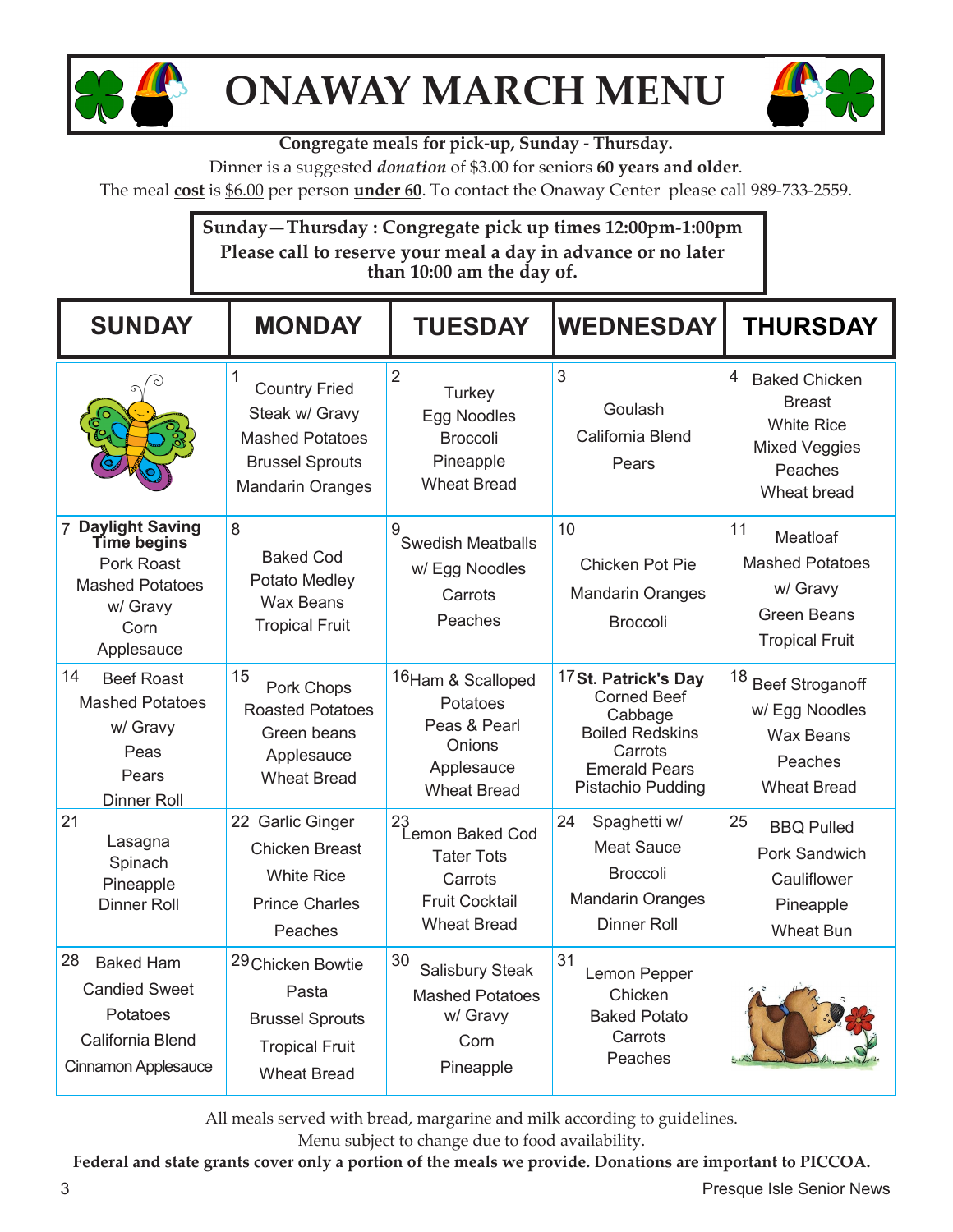# ONAWAY MARCH MENU

**Congregate meals for pick-up, Sunday - Thursday.**

Dinner is a suggested ***donation*** of $3.00 for seniors **60 years and older**.

The meal **cost** is $6.00 per person **under 60**. To contact the Onaway Center please call 989-733-2559.

**Sunday—Thursday : Congregate pick up times 12:00pm-1:00pm**
**Please call to reserve your meal a day in advance or no later than 10:00 am the day of.**

| SUNDAY | MONDAY | TUESDAY | WEDNESDAY | THURSDAY |
|---|---|---|---|---|
| | 1 Country Fried Steak w/ Gravy Mashed Potatoes Brussel Sprouts Mandarin Oranges | 2 Turkey Egg Noodles Broccoli Pineapple Wheat Bread | 3 Goulash California Blend Pears | 4 Baked Chicken Breast White Rice Mixed Veggies Peaches Wheat bread |
| 7 **Daylight Saving Time begins** Pork Roast Mashed Potatoes w/ Gravy Corn Applesauce | 8 Baked Cod Potato Medley Wax Beans Tropical Fruit | 9 Swedish Meatballs w/ Egg Noodles Carrots Peaches | 10 Chicken Pot Pie Mandarin Oranges Broccoli | 11 Meatloaf Mashed Potatoes w/ Gravy Green Beans Tropical Fruit |
| 14 Beef Roast Mashed Potatoes w/ Gravy Peas Pears Dinner Roll | 15 Pork Chops Roasted Potatoes Green beans Applesauce Wheat Bread | 16 Ham & Scalloped Potatoes Peas & Pearl Onions Applesauce Wheat Bread | 17 **St. Patrick's Day** Corned Beef Cabbage Boiled Redskins Carrots Emerald Pears Pistachio Pudding | 18 Beef Stroganoff w/ Egg Noodles Wax Beans Peaches Wheat Bread |
| 21 Lasagna Spinach Pineapple Dinner Roll | 22 Garlic Ginger Chicken Breast White Rice Prince Charles Peaches | 23 Lemon Baked Cod Tater Tots Carrots Fruit Cocktail Wheat Bread | 24 Spaghetti w/ Meat Sauce Broccoli Mandarin Oranges Dinner Roll | 25 BBQ Pulled Pork Sandwich Cauliflower Pineapple Wheat Bun |
| 28 Baked Ham Candied Sweet Potatoes California Blend Cinnamon Applesauce | 29 Chicken Bowtie Pasta Brussel Sprouts Tropical Fruit Wheat Bread | 30 Salisbury Steak Mashed Potatoes w/ Gravy Corn Pineapple | 31 Lemon Pepper Chicken Baked Potato Carrots Peaches | |

All meals served with bread, margarine and milk according to guidelines.

Menu subject to change due to food availability.

**Federal and state grants cover only a portion of the meals we provide. Donations are important to PICCOA.**